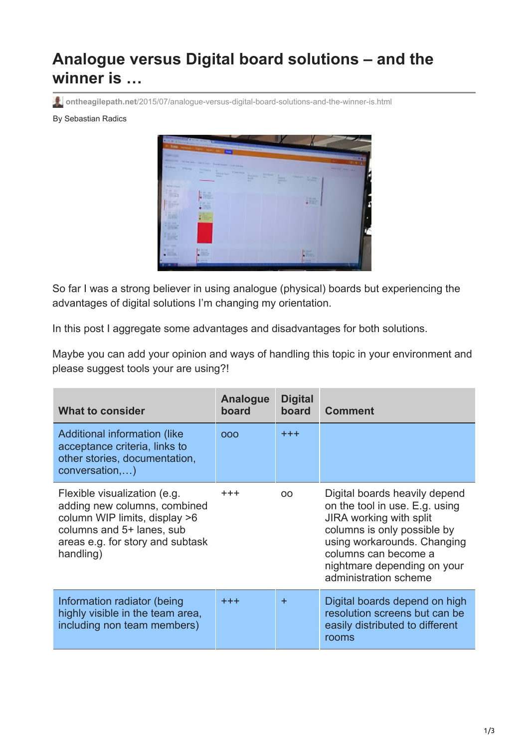# Analogue versus Digital board solutions – and the winner is …

ontheagilepath.net/2015/07/analogue-versus-digital-board-solutions-and-the-winner-is.html

By Sebastian Radics

So far I was a strong believer in using analogue (physical) boards but experiencing the advantages of digital solutions I'm changing my orientation.

In this post I aggregate some advantages and disadvantages for both solutions.

Maybe you can add your opinion and ways of handling this topic in your environment and please suggest tools your are using?!

| What to consider | Analogue board | Digital board | Comment |
|---|---|---|---|
| Additional information (like acceptance criteria, links to other stories, documentation, conversation,…) | ooo | +++ | |
| Flexible visualization (e.g. adding new columns, combined column WIP limits, display >6 columns and 5+ lanes, sub areas e.g. for story and subtask handling) | +++ | oo | Digital boards heavily depend on the tool in use. E.g. using JIRA working with split columns is only possible by using workarounds. Changing columns can become a nightmare depending on your administration scheme |
| Information radiator (being highly visible in the team area, including non team members) | +++ | + | Digital boards depend on high resolution screens but can be easily distributed to different rooms |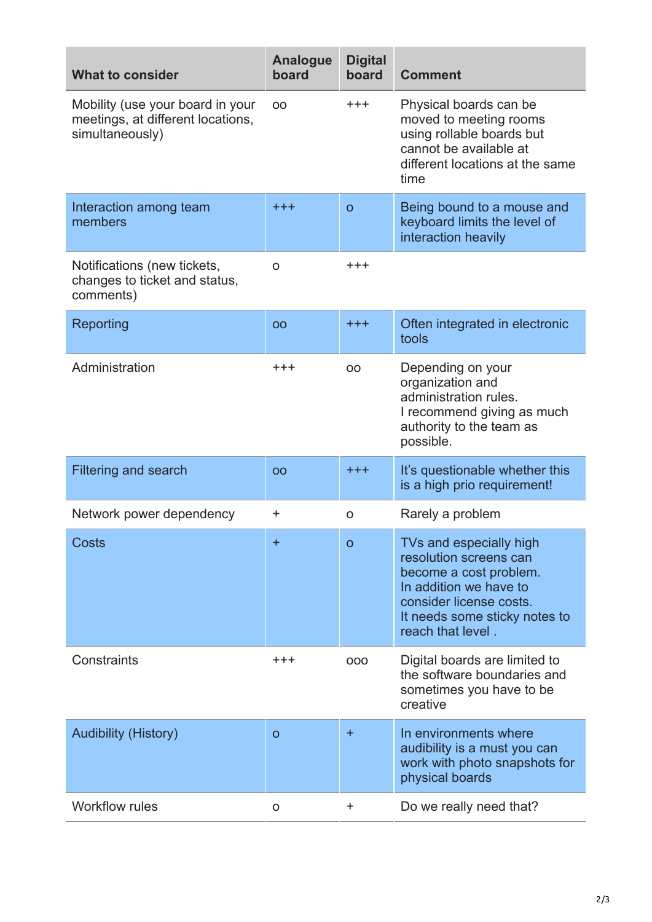| What to consider | Analogue board | Digital board | Comment |
| --- | --- | --- | --- |
| Mobility (use your board in your meetings, at different locations, simultaneously) | oo | +++ | Physical boards can be moved to meeting rooms using rollable boards but cannot be available at different locations at the same time |
| Interaction among team members | +++ | o | Being bound to a mouse and keyboard limits the level of interaction heavily |
| Notifications (new tickets, changes to ticket and status, comments) | o | +++ | |
| Reporting | oo | +++ | Often integrated in electronic tools |
| Administration | +++ | oo | Depending on your organization and administration rules. I recommend giving as much authority to the team as possible. |
| Filtering and search | oo | +++ | It's questionable whether this is a high prio requirement! |
| Network power dependency | + | o | Rarely a problem |
| Costs | + | o | TVs and especially high resolution screens can become a cost problem. In addition we have to consider license costs. It needs some sticky notes to reach that level . |
| Constraints | +++ | ooo | Digital boards are limited to the software boundaries and sometimes you have to be creative |
| Audibility (History) | o | + | In environments where audibility is a must you can work with photo snapshots for physical boards |
| Workflow rules | o | + | Do we really need that? |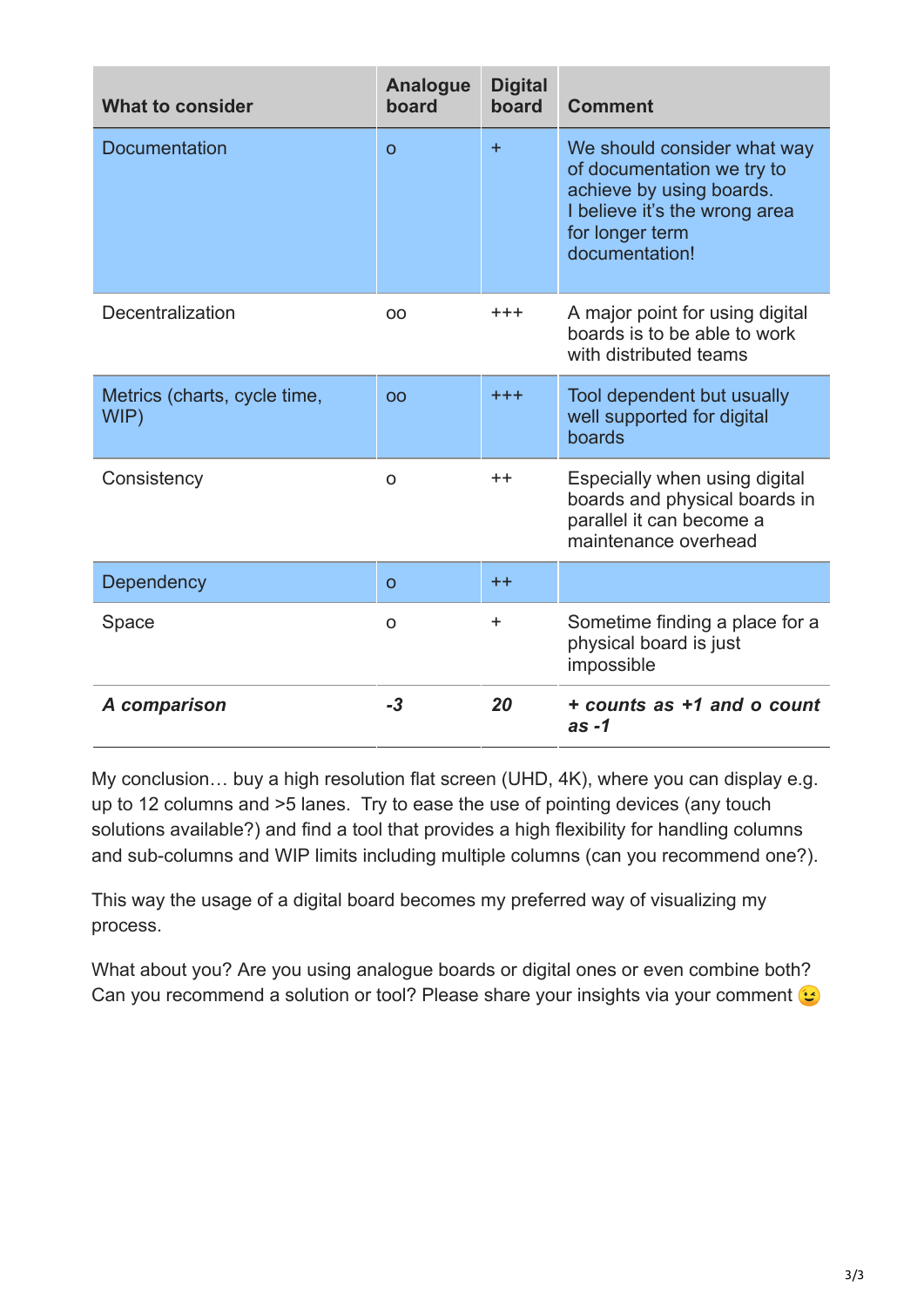| What to consider | Analogue board | Digital board | Comment |
|---|---|---|---|
| Documentation | o | + | We should consider what way of documentation we try to achieve by using boards. I believe it's the wrong area for longer term documentation! |
| Decentralization | oo | +++ | A major point for using digital boards is to be able to work with distributed teams |
| Metrics (charts, cycle time, WIP) | oo | +++ | Tool dependent but usually well supported for digital boards |
| Consistency | o | ++ | Especially when using digital boards and physical boards in parallel it can become a maintenance overhead |
| Dependency | o | ++ | |
| Space | o | + | Sometime finding a place for a physical board is just impossible |
| ***A comparison*** | ***-3*** | ***20*** | ***+ counts as +1 and o count as -1*** |

My conclusion… buy a high resolution flat screen (UHD, 4K), where you can display e.g. up to 12 columns and >5 lanes. Try to ease the use of pointing devices (any touch solutions available?) and find a tool that provides a high flexibility for handling columns and sub-columns and WIP limits including multiple columns (can you recommend one?).

This way the usage of a digital board becomes my preferred way of visualizing my process.

What about you? Are you using analogue boards or digital ones or even combine both? Can you recommend a solution or tool? Please share your insights via your comment 😉